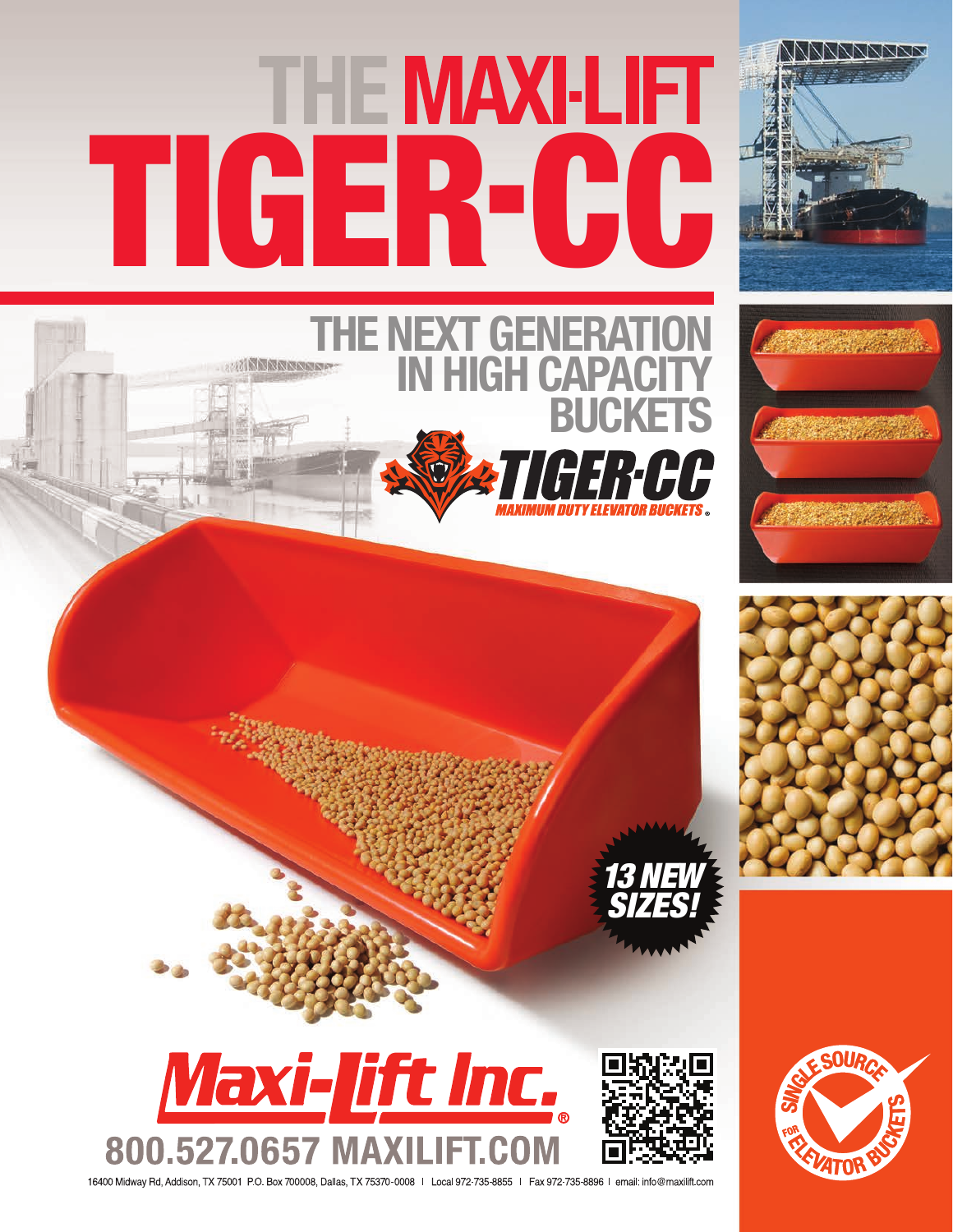# THE MAXI-LIFT TIGER-CC

## THE NEXT GENERATION IN HIGH CAPACITY BUCKETS

**TIGER-CC**
*MAXIMUM DUTY ELEVATOR BUCKETS*®

***13 NEW SIZES!***

**Maxi-Lift Inc.**®

**800.527.0657 MAXILIFT.COM**

16400 Midway Rd, Addison, TX 75001 P.O. Box 700008, Dallas, TX 75370-0008 | Local 972-735-8855 | Fax 972-735-8896 | email: info@maxilift.com

SINGLE SOURCE FOR ELEVATOR BUCKETS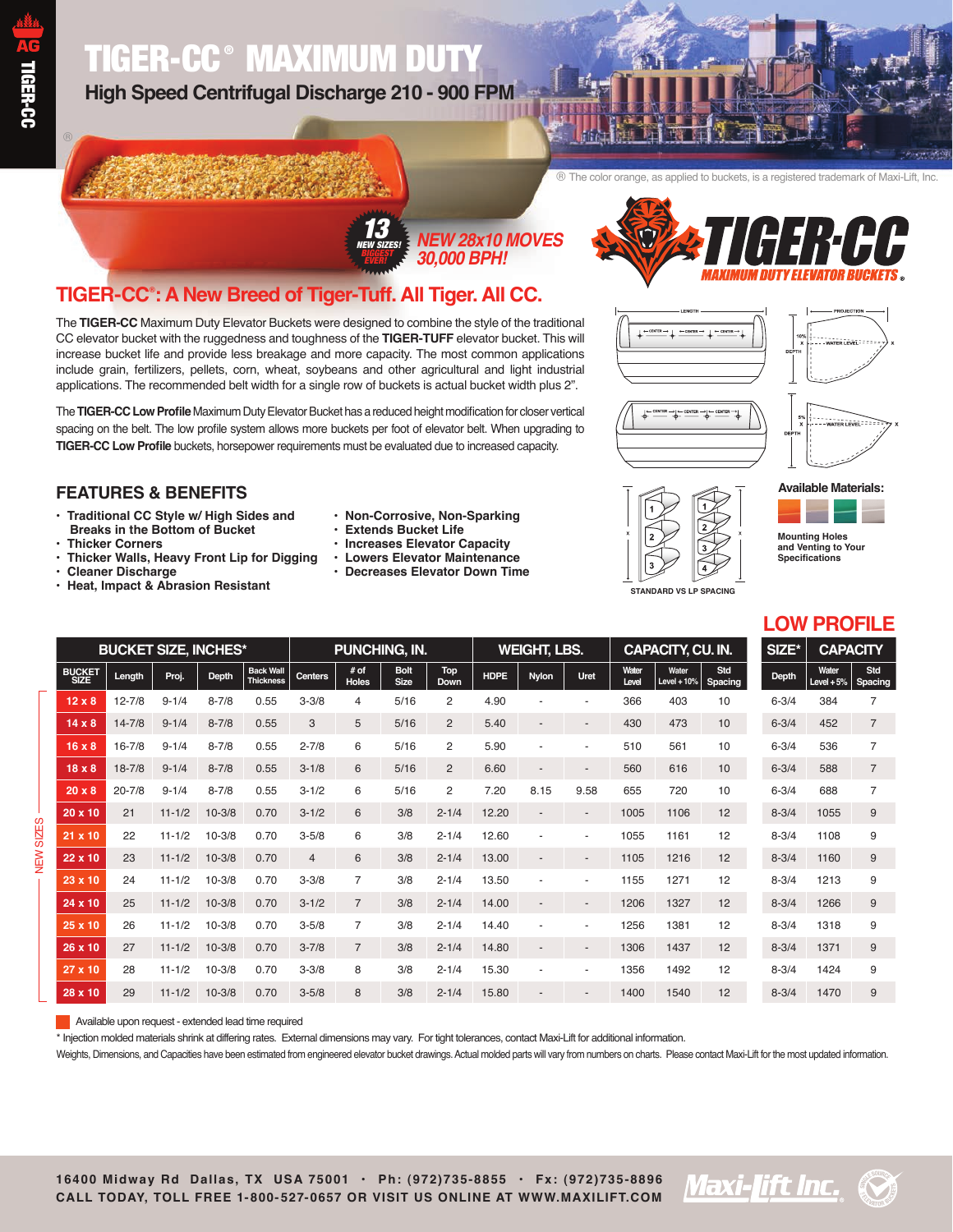# TIGER-CC® MAXIMUM DUTY

## High Speed Centrifugal Discharge 210 - 900 FPM

® The color orange, as applied to buckets, is a registered trademark of Maxi-Lift, Inc.

13 NEW SIZES! BIGGEST EVER! NEW 28x10 MOVES 30,000 BPH!

TIGER-CC MAXIMUM DUTY ELEVATOR BUCKETS ®

## TIGER-CC®: A New Breed of Tiger-Tuff. All Tiger. All CC.

The **TIGER-CC** Maximum Duty Elevator Buckets were designed to combine the style of the traditional CC elevator bucket with the ruggedness and toughness of the **TIGER-TUFF** elevator bucket. This will increase bucket life and provide less breakage and more capacity. The most common applications include grain, fertilizers, pellets, corn, wheat, soybeans and other agricultural and light industrial applications. The recommended belt width for a single row of buckets is actual bucket width plus 2".

The **TIGER-CC Low Profile** Maximum Duty Elevator Bucket has a reduced height modification for closer vertical spacing on the belt. The low profile system allows more buckets per foot of elevator belt. When upgrading to **TIGER-CC Low Profile** buckets, horsepower requirements must be evaluated due to increased capacity.

LENGTH, CENTER, PROJECTION, DEPTH, WATER LEVEL, 10%, 5%, X

STANDARD VS LP SPACING

## FEATURES & BENEFITS

- Traditional CC Style w/ High Sides and Breaks in the Bottom of Bucket
- Thicker Corners
- Thicker Walls, Heavy Front Lip for Digging
- Cleaner Discharge
- Heat, Impact & Abrasion Resistant
- Non-Corrosive, Non-Sparking
- Extends Bucket Life
- Increases Elevator Capacity
- Lowers Elevator Maintenance
- Decreases Elevator Down Time

**Available Materials:**

Mounting Holes and Venting to Your Specifications

## LOW PROFILE

| BUCKET SIZE, INCHES* | | | | | PUNCHING, IN. | | | | WEIGHT, LBS. | | | CAPACITY, CU. IN. | | | LOW PROFILE SIZE* | LOW PROFILE CAPACITY | |
|---|---|---|---|---|---|---|---|---|---|---|---|---|---|---|---|---|---|
| BUCKET SIZE | Length | Proj. | Depth | Back Wall Thickness | Centers | # of Holes | Bolt Size | Top Down | HDPE | Nylon | Uret | Water Level | Water Level + 10% | Std Spacing | Depth | Water Level + 5% | Std Spacing |
| 12 x 8 | 12-7/8 | 9-1/4 | 8-7/8 | 0.55 | 3-3/8 | 4 | 5/16 | 2 | 4.90 | - | - | 366 | 403 | 10 | 6-3/4 | 384 | 7 |
| 14 x 8 | 14-7/8 | 9-1/4 | 8-7/8 | 0.55 | 3 | 5 | 5/16 | 2 | 5.40 | - | - | 430 | 473 | 10 | 6-3/4 | 452 | 7 |
| 16 x 8 | 16-7/8 | 9-1/4 | 8-7/8 | 0.55 | 2-7/8 | 6 | 5/16 | 2 | 5.90 | - | - | 510 | 561 | 10 | 6-3/4 | 536 | 7 |
| 18 x 8 | 18-7/8 | 9-1/4 | 8-7/8 | 0.55 | 3-1/8 | 6 | 5/16 | 2 | 6.60 | - | - | 560 | 616 | 10 | 6-3/4 | 588 | 7 |
| 20 x 8 | 20-7/8 | 9-1/4 | 8-7/8 | 0.55 | 3-1/2 | 6 | 5/16 | 2 | 7.20 | 8.15 | 9.58 | 655 | 720 | 10 | 6-3/4 | 688 | 7 |
| 20 x 10 | 21 | 11-1/2 | 10-3/8 | 0.70 | 3-1/2 | 6 | 3/8 | 2-1/4 | 12.20 | - | - | 1005 | 1106 | 12 | 8-3/4 | 1055 | 9 |
| 21 x 10 | 22 | 11-1/2 | 10-3/8 | 0.70 | 3-5/8 | 6 | 3/8 | 2-1/4 | 12.60 | - | - | 1055 | 1161 | 12 | 8-3/4 | 1108 | 9 |
| 22 x 10 | 23 | 11-1/2 | 10-3/8 | 0.70 | 4 | 6 | 3/8 | 2-1/4 | 13.00 | - | - | 1105 | 1216 | 12 | 8-3/4 | 1160 | 9 |
| 23 x 10 | 24 | 11-1/2 | 10-3/8 | 0.70 | 3-3/8 | 7 | 3/8 | 2-1/4 | 13.50 | - | - | 1155 | 1271 | 12 | 8-3/4 | 1213 | 9 |
| 24 x 10 | 25 | 11-1/2 | 10-3/8 | 0.70 | 3-1/2 | 7 | 3/8 | 2-1/4 | 14.00 | - | - | 1206 | 1327 | 12 | 8-3/4 | 1266 | 9 |
| 25 x 10 | 26 | 11-1/2 | 10-3/8 | 0.70 | 3-5/8 | 7 | 3/8 | 2-1/4 | 14.40 | - | - | 1256 | 1381 | 12 | 8-3/4 | 1318 | 9 |
| 26 x 10 | 27 | 11-1/2 | 10-3/8 | 0.70 | 3-7/8 | 7 | 3/8 | 2-1/4 | 14.80 | - | - | 1306 | 1437 | 12 | 8-3/4 | 1371 | 9 |
| 27 x 10 | 28 | 11-1/2 | 10-3/8 | 0.70 | 3-3/8 | 8 | 3/8 | 2-1/4 | 15.30 | - | - | 1356 | 1492 | 12 | 8-3/4 | 1424 | 9 |
| 28 x 10 | 29 | 11-1/2 | 10-3/8 | 0.70 | 3-5/8 | 8 | 3/8 | 2-1/4 | 15.80 | - | - | 1400 | 1540 | 12 | 8-3/4 | 1470 | 9 |

NEW SIZES

Available upon request - extended lead time required

* Injection molded materials shrink at differing rates. External dimensions may vary. For tight tolerances, contact Maxi-Lift for additional information.

Weights, Dimensions, and Capacities have been estimated from engineered elevator bucket drawings. Actual molded parts will vary from numbers on charts. Please contact Maxi-Lift for the most updated information.

16400 Midway Rd Dallas, TX USA 75001 • Ph: (972)735-8855 • Fx: (972)735-8896
CALL TODAY, TOLL FREE 1-800-527-0657 OR VISIT US ONLINE AT WWW.MAXILIFT.COM

Maxi-Lift Inc.